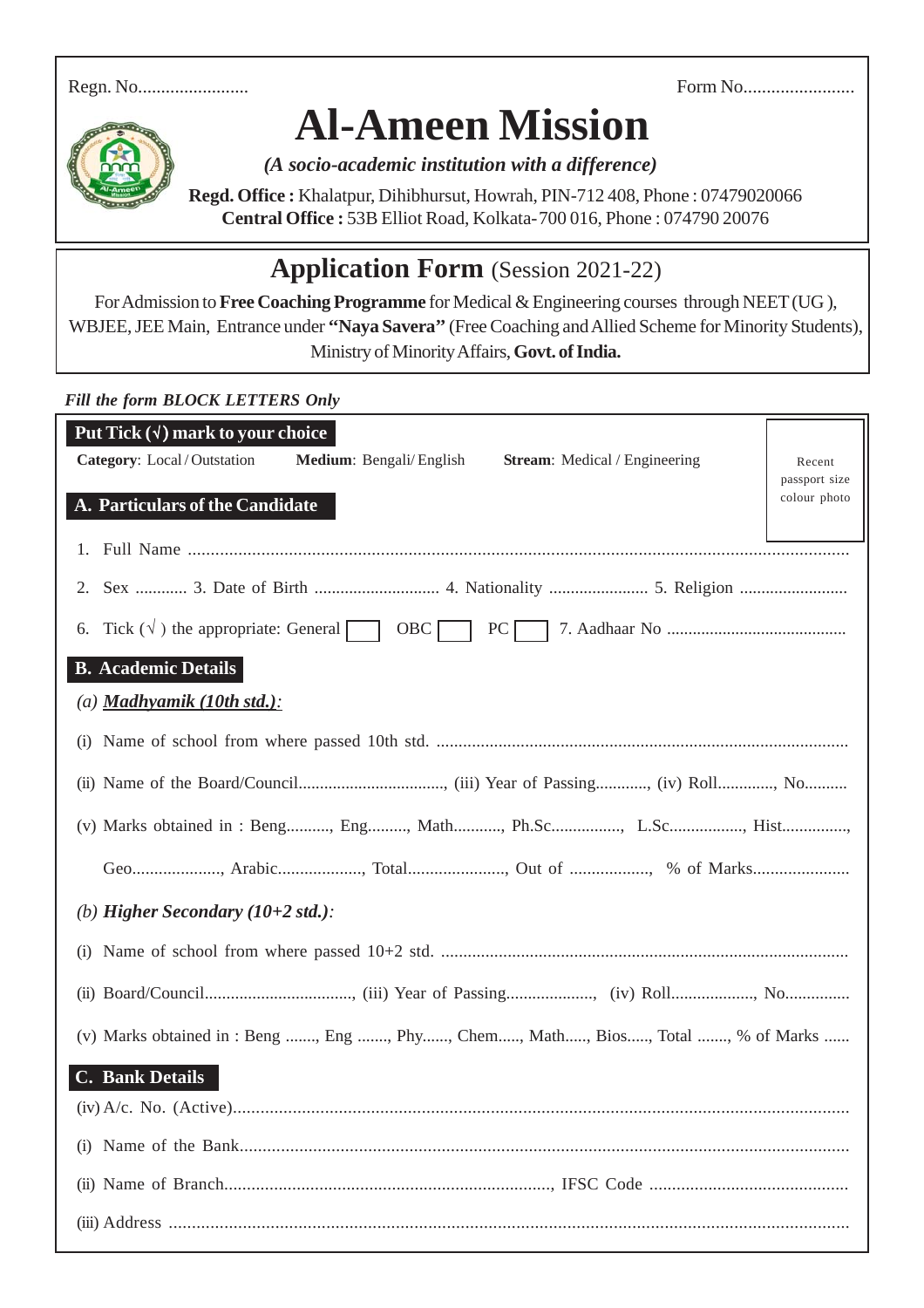Regn. No........................ Form No........................

# Al-Ameen Mission

*(A socio-academic institution with a difference)*

**Regd. Office :** Khalatpur, Dihibhursut, Howrah, PIN-712 408, Phone : 07479020066
**Central Office :** 53B Elliot Road, Kolkata-700 016, Phone : 074790 20076

## Application Form (Session 2021-22)

For Admission to **Free Coaching Programme** for Medical & Engineering courses through NEET (UG ), WBJEE, JEE Main, Entrance under **"Naya Savera"** (Free Coaching and Allied Scheme for Minority Students), Ministry of Minority Affairs, **Govt. of India.**

***Fill the form BLOCK LETTERS Only***

**Put Tick (√) mark to your choice**

**Category**: Local / Outstation **Medium**: Bengali/ English **Stream**: Medical / Engineering

Recent passport size colour photo

### A. Particulars of the Candidate

1. Full Name ......................................................................................................................................

2. Sex ............ 3. Date of Birth ............................. 4. Nationality ....................... 5. Religion .........................

6. Tick (√ ) the appropriate: General ☐ OBC ☐ PC ☐ 7. Aadhaar No ..........................................

### B. Academic Details

*(a)* ***Madhyamik (10th std.)***:

(i) Name of school from where passed 10th std. ............................................................................................

(ii) Name of the Board/Council.................................., (iii) Year of Passing............, (iv) Roll............., No..........

(v) Marks obtained in : Beng..........., Eng........., Math..........., Ph.Sc................, L.Sc................., Hist...............,

Geo...................., Arabic..................., Total......................, Out of .................., % of Marks......................

*(b)* ***Higher Secondary (10+2 std.)***:

(i) Name of school from where passed 10+2 std. ...........................................................................................

(ii) Board/Council.................................., (iii) Year of Passing...................., (iv) Roll..................., No...............

(v) Marks obtained in : Beng ......., Eng ......., Phy......, Chem....., Math....., Bios....., Total ......., % of Marks ......

### C. Bank Details

(iv) A/c. No. (Active).......................................................................................................................................

(i) Name of the Bank.....................................................................................................................................

(ii) Name of Branch........................................................................, IFSC Code ............................................

(iii) Address ...................................................................................................................................................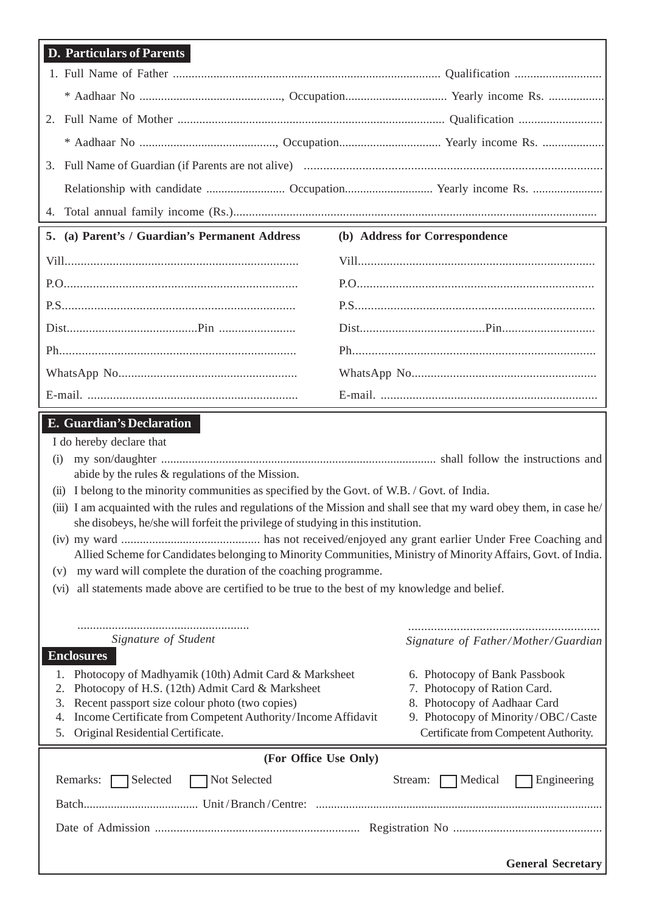## D. Particulars of Parents

1. Full Name of Father ............................................................................................ Qualification ...........................

   \* Aadhaar No .............................................., Occupation................................ Yearly income Rs. ..................

2. Full Name of Mother ............................................................................................ Qualification ...........................

   \* Aadhaar No ............................................, Occupation................................ Yearly income Rs. ....................

3. Full Name of Guardian (if Parents are not alive) ..............................................................................................

   Relationship with candidate .......................... Occupation............................ Yearly income Rs. .......................

4. Total annual family income (Rs.)..................................................................................................................

| **5. (a) Parent's / Guardian's Permanent Address** | **(b) Address for Correspondence** |
|---|---|
| Vill......................................................................... | Vill......................................................................... |
| P.O......................................................................... | P.O......................................................................... |
| P.S......................................................................... | P.S......................................................................... |
| Dist.........................................Pin ........................ | Dist.......................................Pin............................ |
| Ph......................................................................... | Ph......................................................................... |
| WhatsApp No....................................................... | WhatsApp No....................................................... |
| E-mail. .................................................................. | E-mail. .................................................................. |

## E. Guardian's Declaration

I do hereby declare that

(i) my son/daughter ......................................................................................... shall follow the instructions and abide by the rules & regulations of the Mission.

(ii) I belong to the minority communities as specified by the Govt. of W.B. / Govt. of India.

(iii) I am acquainted with the rules and regulations of the Mission and shall see that my ward obey them, in case he/ she disobeys, he/she will forfeit the privilege of studying in this institution.

(iv) my ward ............................................ has not received/enjoyed any grant earlier Under Free Coaching and Allied Scheme for Candidates belonging to Minority Communities, Ministry of Minority Affairs, Govt. of India.

(v) my ward will complete the duration of the coaching programme.

(vi) all statements made above are certified to be true to the best of my knowledge and belief.

....................................................... 
*Signature of Student*

........................................................... 
*Signature of Father/Mother/Guardian*

## Enclosures

1. Photocopy of Madhyamik (10th) Admit Card & Marksheet
2. Photocopy of H.S. (12th) Admit Card & Marksheet
3. Recent passport size colour photo (two copies)
4. Income Certificate from Competent Authority/Income Affidavit
5. Original Residential Certificate.
6. Photocopy of Bank Passbook
7. Photocopy of Ration Card.
8. Photocopy of Aadhaar Card
9. Photocopy of Minority/OBC/Caste Certificate from Competent Authority.

**(For Office Use Only)**

Remarks: ☐ Selected ☐ Not Selected Stream: ☐ Medical ☐ Engineering

Batch..................................... Unit/Branch/Centre: ............................................................................................

Date of Admission .................................................................. Registration No ...............................................

**General Secretary**